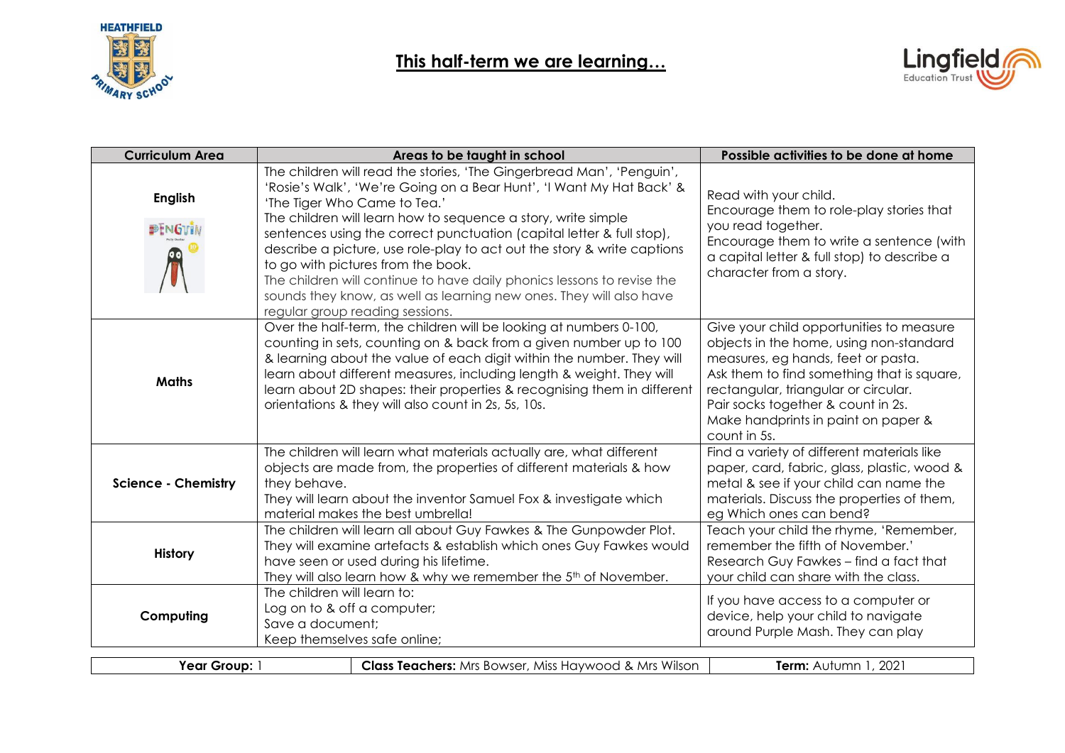HEATHFIELD PRIMARY SCHOOL

# This half-term we are learning…

Lingfield Education Trust

| Curriculum Area | Areas to be taught in school | Possible activities to be done at home |
|---|---|---|
| **English** | The children will read the stories, 'The Gingerbread Man', 'Penguin', 'Rosie's Walk', 'We're Going on a Bear Hunt', 'I Want My Hat Back' & 'The Tiger Who Came to Tea.' The children will learn how to sequence a story, write simple sentences using the correct punctuation (capital letter & full stop), describe a picture, use role-play to act out the story & write captions to go with pictures from the book. The children will continue to have daily phonics lessons to revise the sounds they know, as well as learning new ones. They will also have regular group reading sessions. | Read with your child. Encourage them to role-play stories that you read together. Encourage them to write a sentence (with a capital letter & full stop) to describe a character from a story. |
| **Maths** | Over the half-term, the children will be looking at numbers 0-100, counting in sets, counting on & back from a given number up to 100 & learning about the value of each digit within the number. They will learn about different measures, including length & weight. They will learn about 2D shapes: their properties & recognising them in different orientations & they will also count in 2s, 5s, 10s. | Give your child opportunities to measure objects in the home, using non-standard measures, eg hands, feet or pasta. Ask them to find something that is square, rectangular, triangular or circular. Pair socks together & count in 2s. Make handprints in paint on paper & count in 5s. |
| **Science - Chemistry** | The children will learn what materials actually are, what different objects are made from, the properties of different materials & how they behave. They will learn about the inventor Samuel Fox & investigate which material makes the best umbrella! | Find a variety of different materials like paper, card, fabric, glass, plastic, wood & metal & see if your child can name the materials. Discuss the properties of them, eg Which ones can bend? |
| **History** | The children will learn all about Guy Fawkes & The Gunpowder Plot. They will examine artefacts & establish which ones Guy Fawkes would have seen or used during his lifetime. They will also learn how & why we remember the 5th of November. | Teach your child the rhyme, 'Remember, remember the fifth of November.' Research Guy Fawkes – find a fact that your child can share with the class. |
| **Computing** | The children will learn to: Log on to & off a computer; Save a document; Keep themselves safe online; | If you have access to a computer or device, help your child to navigate around Purple Mash. They can play |

| **Year Group:** 1 | **Class Teachers:** Mrs Bowser, Miss Haywood & Mrs Wilson | **Term:** Autumn 1, 2021 |
|---|---|---|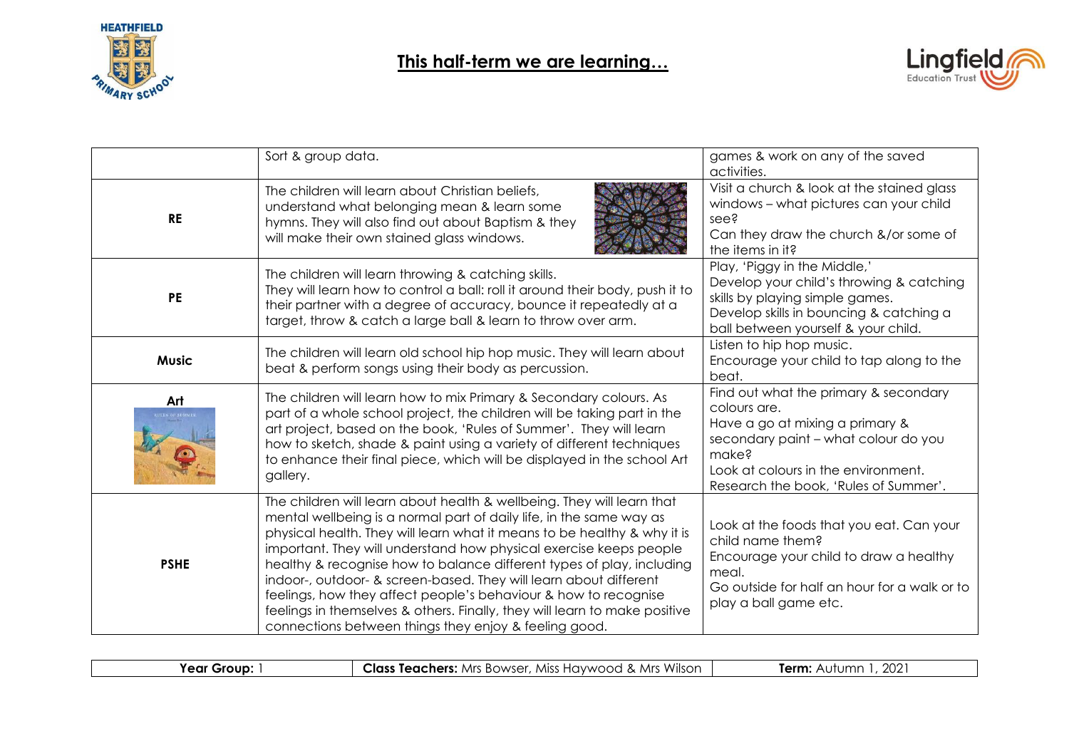# This half-term we are learning…

| | | |
|---|---|---|
| | Sort & group data. | games & work on any of the saved activities. |
| **RE** | The children will learn about Christian beliefs, understand what belonging mean & learn some hymns. They will also find out about Baptism & they will make their own stained glass windows. | Visit a church & look at the stained glass windows – what pictures can your child see? Can they draw the church &/or some of the items in it? |
| **PE** | The children will learn throwing & catching skills. They will learn how to control a ball: roll it around their body, push it to their partner with a degree of accuracy, bounce it repeatedly at a target, throw & catch a large ball & learn to throw over arm. | Play, 'Piggy in the Middle,' Develop your child's throwing & catching skills by playing simple games. Develop skills in bouncing & catching a ball between yourself & your child. |
| **Music** | The children will learn old school hip hop music. They will learn about beat & perform songs using their body as percussion. | Listen to hip hop music. Encourage your child to tap along to the beat. |
| **Art** | The children will learn how to mix Primary & Secondary colours. As part of a whole school project, the children will be taking part in the art project, based on the book, 'Rules of Summer'. They will learn how to sketch, shade & paint using a variety of different techniques to enhance their final piece, which will be displayed in the school Art gallery. | Find out what the primary & secondary colours are. Have a go at mixing a primary & secondary paint – what colour do you make? Look at colours in the environment. Research the book, 'Rules of Summer'. |
| **PSHE** | The children will learn about health & wellbeing. They will learn that mental wellbeing is a normal part of daily life, in the same way as physical health. They will learn what it means to be healthy & why it is important. They will understand how physical exercise keeps people healthy & recognise how to balance different types of play, including indoor-, outdoor- & screen-based. They will learn about different feelings, how they affect people's behaviour & how to recognise feelings in themselves & others. Finally, they will learn to make positive connections between things they enjoy & feeling good. | Look at the foods that you eat. Can your child name them? Encourage your child to draw a healthy meal. Go outside for half an hour for a walk or to play a ball game etc. |

| **Year Group:** 1 | **Class Teachers:** Mrs Bowser, Miss Haywood & Mrs Wilson | **Term:** Autumn 1, 2021 |
|---|---|---|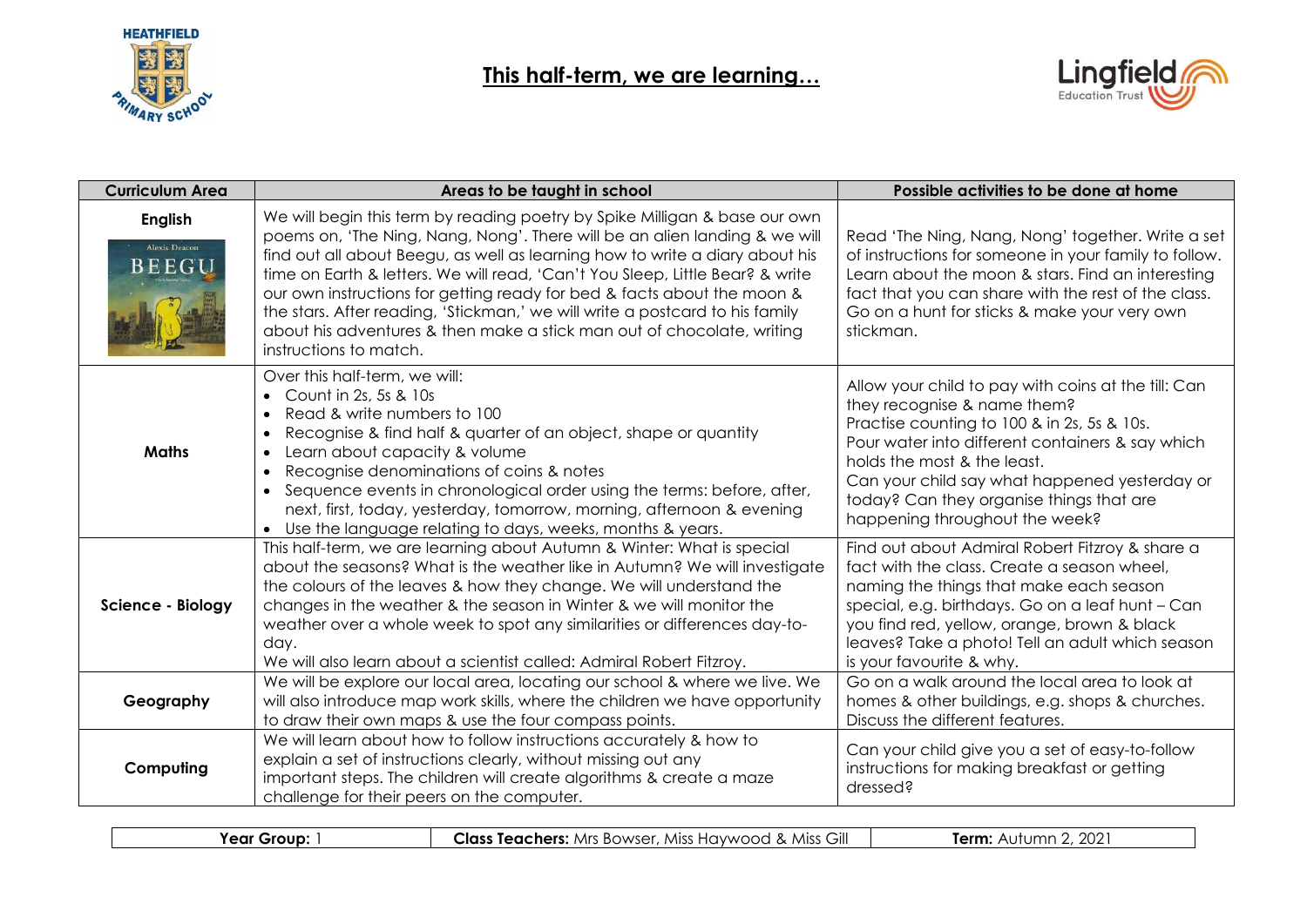# This half-term, we are learning…

| Curriculum Area | Areas to be taught in school | Possible activities to be done at home |
| --- | --- | --- |
| **English** | We will begin this term by reading poetry by Spike Milligan & base our own poems on, 'The Ning, Nang, Nong'. There will be an alien landing & we will find out all about Beegu, as well as learning how to write a diary about his time on Earth & letters. We will read, 'Can't You Sleep, Little Bear? & write our own instructions for getting ready for bed & facts about the moon & the stars. After reading, 'Stickman,' we will write a postcard to his family about his adventures & then make a stick man out of chocolate, writing instructions to match. | Read 'The Ning, Nang, Nong' together. Write a set of instructions for someone in your family to follow. Learn about the moon & stars. Find an interesting fact that you can share with the rest of the class. Go on a hunt for sticks & make your very own stickman. |
| **Maths** | Over this half-term, we will: <br>• Count in 2s, 5s & 10s <br>• Read & write numbers to 100 <br>• Recognise & find half & quarter of an object, shape or quantity <br>• Learn about capacity & volume <br>• Recognise denominations of coins & notes <br>• Sequence events in chronological order using the terms: before, after, next, first, today, yesterday, tomorrow, morning, afternoon & evening <br>• Use the language relating to days, weeks, months & years. | Allow your child to pay with coins at the till: Can they recognise & name them? <br>Practise counting to 100 & in 2s, 5s & 10s. <br>Pour water into different containers & say which holds the most & the least. <br>Can your child say what happened yesterday or today? Can they organise things that are happening throughout the week? |
| **Science - Biology** | This half-term, we are learning about Autumn & Winter: What is special about the seasons? What is the weather like in Autumn? We will investigate the colours of the leaves & how they change. We will understand the changes in the weather & the season in Winter & we will monitor the weather over a whole week to spot any similarities or differences day-to-day. <br>We will also learn about a scientist called: Admiral Robert Fitzroy. | Find out about Admiral Robert Fitzroy & share a fact with the class. Create a season wheel, naming the things that make each season special, e.g. birthdays. Go on a leaf hunt – Can you find red, yellow, orange, brown & black leaves? Take a photo! Tell an adult which season is your favourite & why. |
| **Geography** | We will be explore our local area, locating our school & where we live. We will also introduce map work skills, where the children we have opportunity to draw their own maps & use the four compass points. | Go on a walk around the local area to look at homes & other buildings, e.g. shops & churches. Discuss the different features. |
| **Computing** | We will learn about how to follow instructions accurately & how to explain a set of instructions clearly, without missing out any important steps. The children will create algorithms & create a maze challenge for their peers on the computer. | Can your child give you a set of easy-to-follow instructions for making breakfast or getting dressed? |

| **Year Group:** 1 | **Class Teachers:** Mrs Bowser, Miss Haywood & Miss Gill | **Term:** Autumn 2, 2021 |
| --- | --- | --- |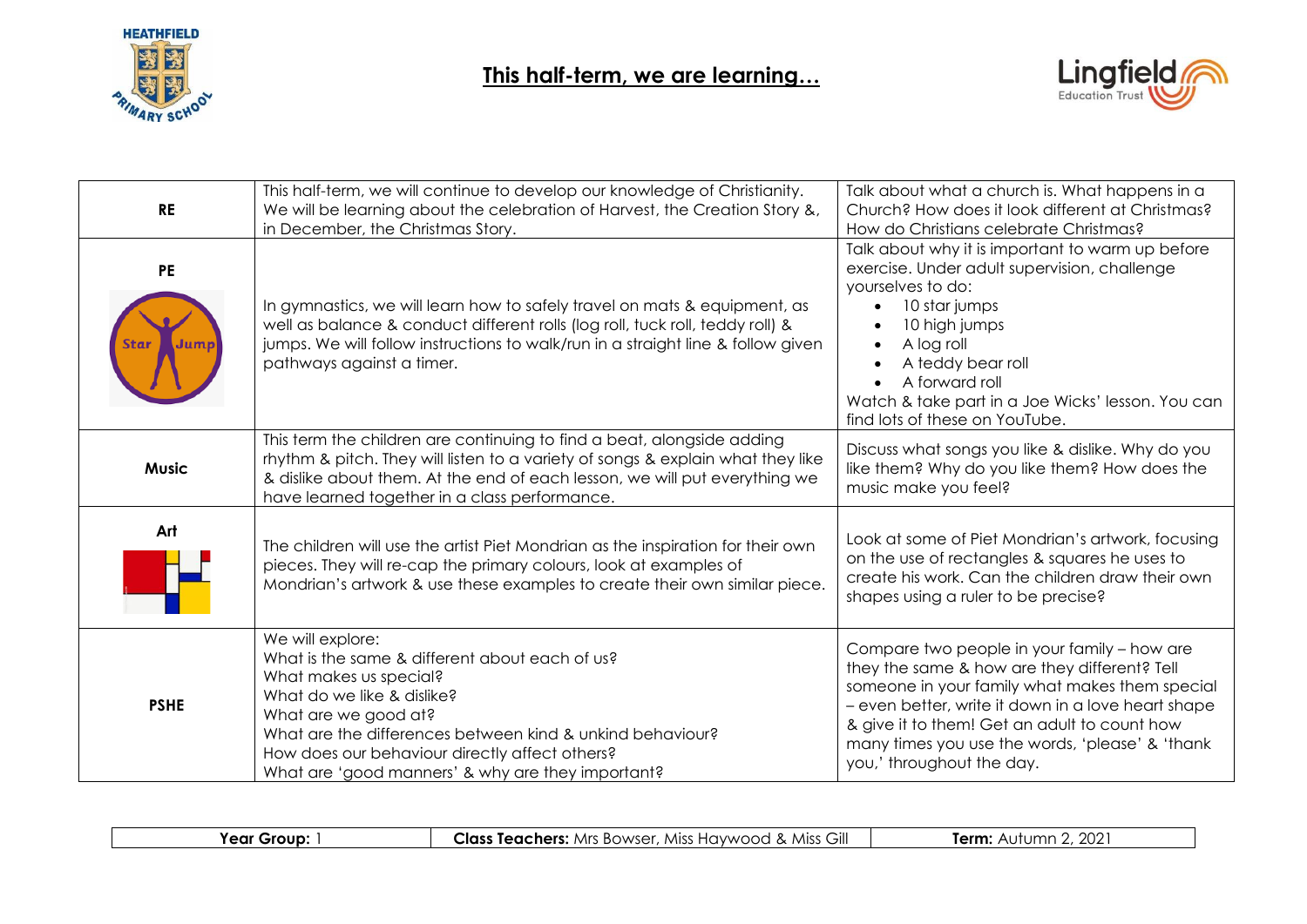## This half-term, we are learning…

| | | |
|---|---|---|
| **RE** | This half-term, we will continue to develop our knowledge of Christianity. We will be learning about the celebration of Harvest, the Creation Story &, in December, the Christmas Story. | Talk about what a church is. What happens in a Church? How does it look different at Christmas? How do Christians celebrate Christmas? |
| **PE** | In gymnastics, we will learn how to safely travel on mats & equipment, as well as balance & conduct different rolls (log roll, tuck roll, teddy roll) & jumps. We will follow instructions to walk/run in a straight line & follow given pathways against a timer. | Talk about why it is important to warm up before exercise. Under adult supervision, challenge yourselves to do:<br>• 10 star jumps<br>• 10 high jumps<br>• A log roll<br>• A teddy bear roll<br>• A forward roll<br>Watch & take part in a Joe Wicks' lesson. You can find lots of these on YouTube. |
| **Music** | This term the children are continuing to find a beat, alongside adding rhythm & pitch. They will listen to a variety of songs & explain what they like & dislike about them. At the end of each lesson, we will put everything we have learned together in a class performance. | Discuss what songs you like & dislike. Why do you like them? Why do you like them? How does the music make you feel? |
| **Art** | The children will use the artist Piet Mondrian as the inspiration for their own pieces. They will re-cap the primary colours, look at examples of Mondrian's artwork & use these examples to create their own similar piece. | Look at some of Piet Mondrian's artwork, focusing on the use of rectangles & squares he uses to create his work. Can the children draw their own shapes using a ruler to be precise? |
| **PSHE** | We will explore:<br>What is the same & different about each of us?<br>What makes us special?<br>What do we like & dislike?<br>What are we good at?<br>What are the differences between kind & unkind behaviour?<br>How does our behaviour directly affect others?<br>What are 'good manners' & why are they important? | Compare two people in your family – how are they the same & how are they different? Tell someone in your family what makes them special – even better, write it down in a love heart shape & give it to them! Get an adult to count how many times you use the words, 'please' & 'thank you,' throughout the day. |

| | | |
|---|---|---|
| **Year Group:** 1 | **Class Teachers:** Mrs Bowser, Miss Haywood & Miss Gill | **Term:** Autumn 2, 2021 |